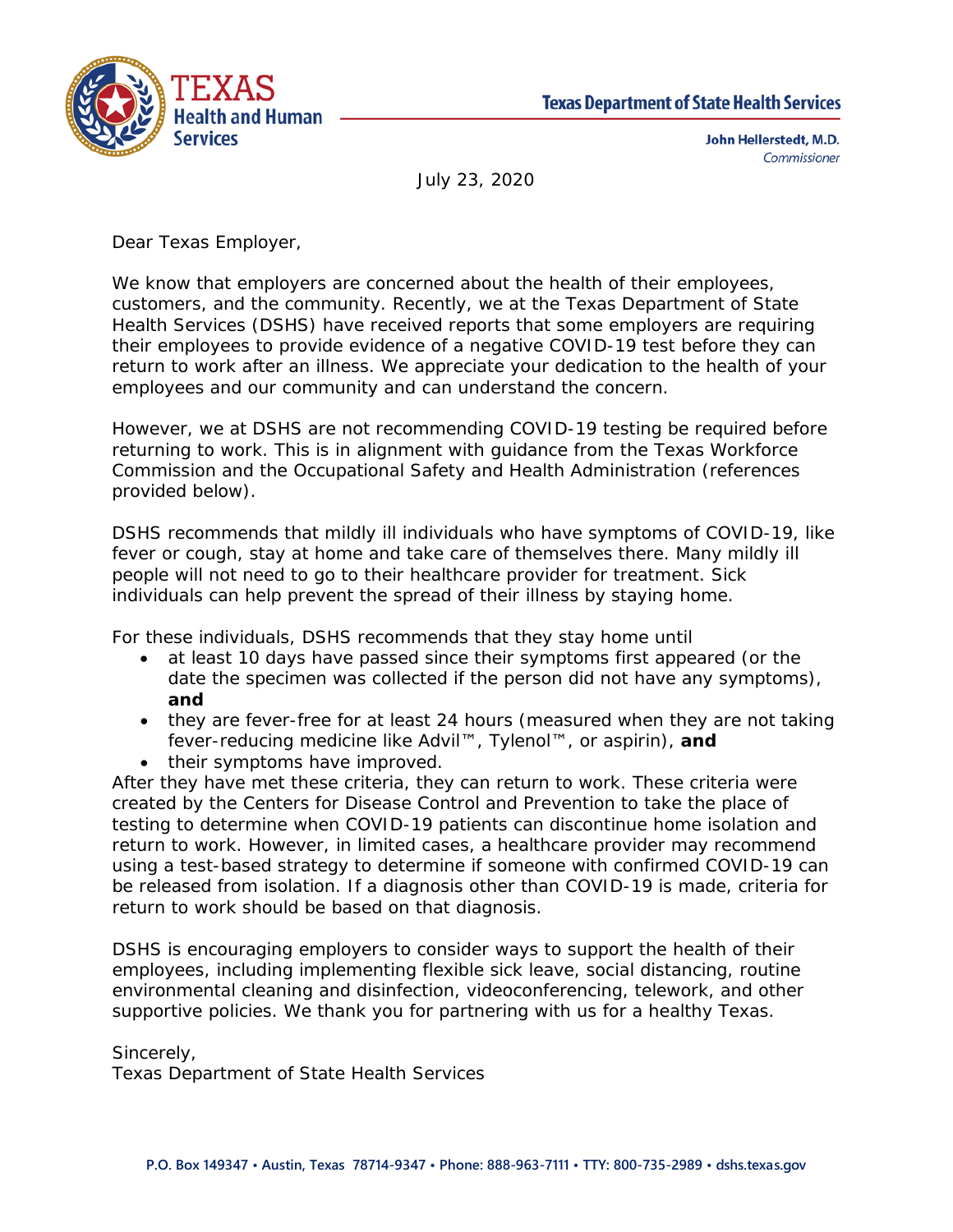Texas Department of State Health Services

**John Hellerstedt, M.D.**
*Commissioner*

July 23, 2020

Dear Texas Employer,

We know that employers are concerned about the health of their employees, customers, and the community. Recently, we at the Texas Department of State Health Services (DSHS) have received reports that some employers are requiring their employees to provide evidence of a negative COVID-19 test before they can return to work after an illness. We appreciate your dedication to the health of your employees and our community and can understand the concern.

However, we at DSHS are not recommending COVID-19 testing be required before returning to work. This is in alignment with guidance from the Texas Workforce Commission and the Occupational Safety and Health Administration (references provided below).

DSHS recommends that mildly ill individuals who have symptoms of COVID-19, like fever or cough, stay at home and take care of themselves there. Many mildly ill people will not need to go to their healthcare provider for treatment. Sick individuals can help prevent the spread of their illness by staying home.

For these individuals, DSHS recommends that they stay home until

- at least 10 days have passed since their symptoms first appeared (or the date the specimen was collected if the person did not have any symptoms), **and**
- they are fever-free for at least 24 hours (measured when they are not taking fever-reducing medicine like Advil™, Tylenol™, or aspirin), **and**
- their symptoms have improved.

After they have met these criteria, they can return to work. These criteria were created by the Centers for Disease Control and Prevention to take the place of testing to determine when COVID-19 patients can discontinue home isolation and return to work. However, in limited cases, a healthcare provider may recommend using a test-based strategy to determine if someone with confirmed COVID-19 can be released from isolation. If a diagnosis other than COVID-19 is made, criteria for return to work should be based on that diagnosis.

DSHS is encouraging employers to consider ways to support the health of their employees, including implementing flexible sick leave, social distancing, routine environmental cleaning and disinfection, videoconferencing, telework, and other supportive policies. We thank you for partnering with us for a healthy Texas.

Sincerely,
Texas Department of State Health Services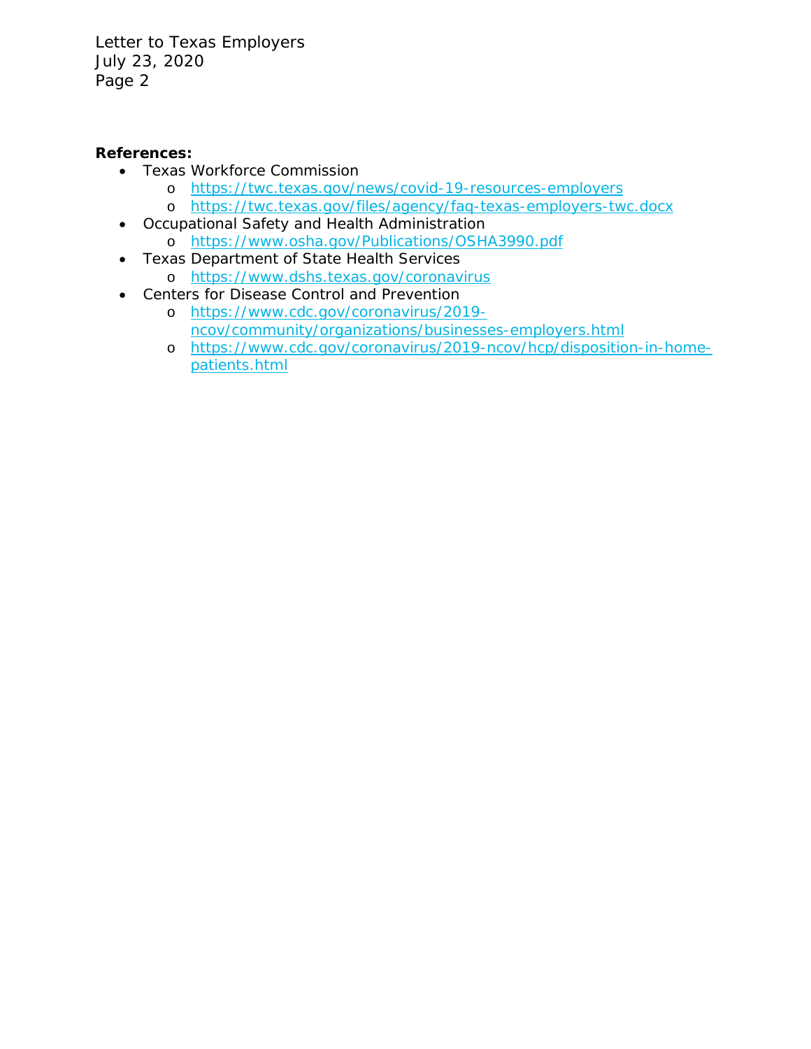**References:**

- Texas Workforce Commission
  - https://twc.texas.gov/news/covid-19-resources-employers
  - https://twc.texas.gov/files/agency/faq-texas-employers-twc.docx
- Occupational Safety and Health Administration
  - https://www.osha.gov/Publications/OSHA3990.pdf
- Texas Department of State Health Services
  - https://www.dshs.texas.gov/coronavirus
- Centers for Disease Control and Prevention
  - https://www.cdc.gov/coronavirus/2019-ncov/community/organizations/businesses-employers.html
  - https://www.cdc.gov/coronavirus/2019-ncov/hcp/disposition-in-home-patients.html